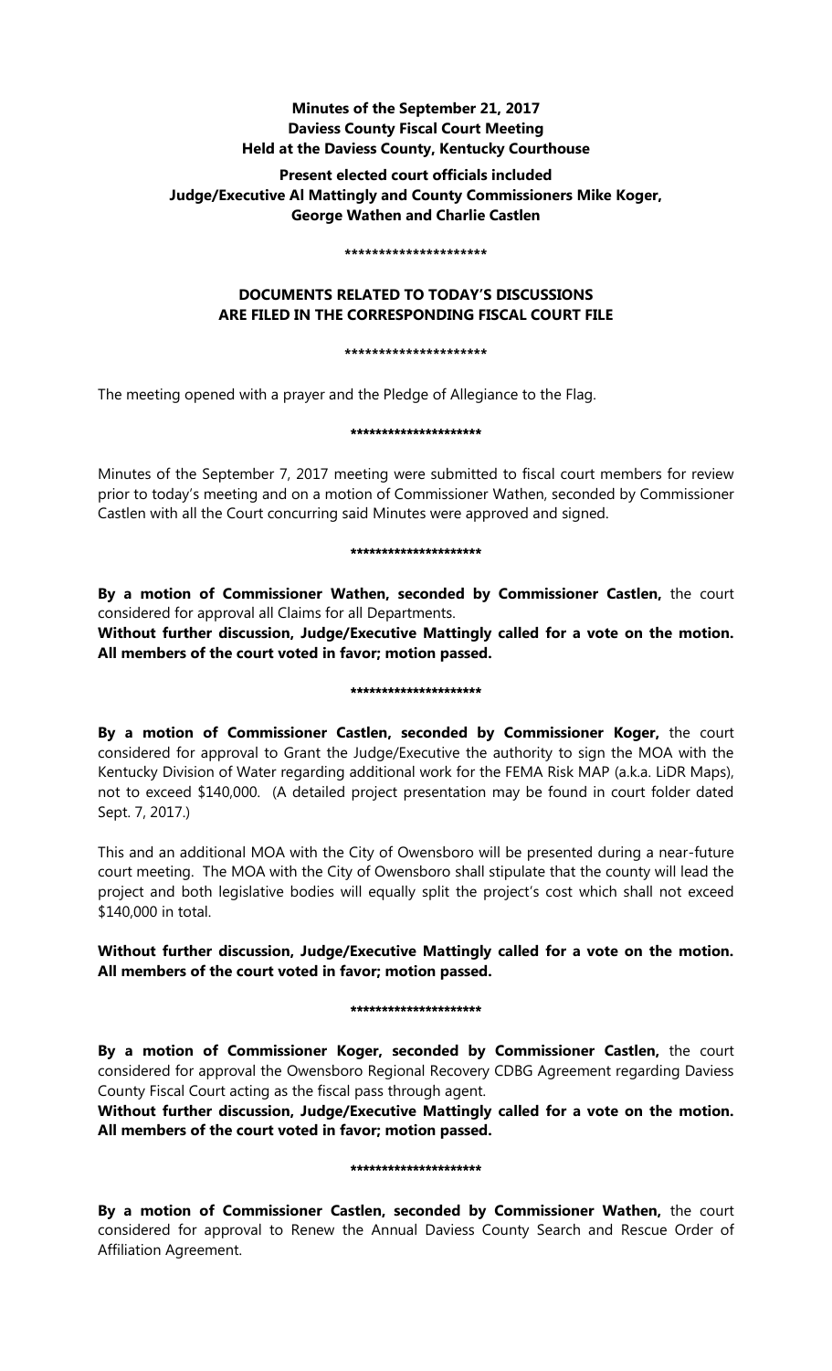**Minutes of the September 21, 2017**
**Daviess County Fiscal Court Meeting**
**Held at the Daviess County, Kentucky Courthouse**

**Present elected court officials included**
**Judge/Executive Al Mattingly and County Commissioners Mike Koger,**
**George Wathen and Charlie Castlen**

*********************

**DOCUMENTS RELATED TO TODAY'S DISCUSSIONS**
**ARE FILED IN THE CORRESPONDING FISCAL COURT FILE**

*********************

The meeting opened with a prayer and the Pledge of Allegiance to the Flag.

*********************

Minutes of the September 7, 2017 meeting were submitted to fiscal court members for review prior to today's meeting and on a motion of Commissioner Wathen, seconded by Commissioner Castlen with all the Court concurring said Minutes were approved and signed.

*********************

**By a motion of Commissioner Wathen, seconded by Commissioner Castlen,** the court considered for approval all Claims for all Departments.
**Without further discussion, Judge/Executive Mattingly called for a vote on the motion. All members of the court voted in favor; motion passed.**

*********************

**By a motion of Commissioner Castlen, seconded by Commissioner Koger,** the court considered for approval to Grant the Judge/Executive the authority to sign the MOA with the Kentucky Division of Water regarding additional work for the FEMA Risk MAP (a.k.a. LiDR Maps), not to exceed $140,000. (A detailed project presentation may be found in court folder dated Sept. 7, 2017.)

This and an additional MOA with the City of Owensboro will be presented during a near-future court meeting. The MOA with the City of Owensboro shall stipulate that the county will lead the project and both legislative bodies will equally split the project's cost which shall not exceed $140,000 in total.

**Without further discussion, Judge/Executive Mattingly called for a vote on the motion. All members of the court voted in favor; motion passed.**

*********************

**By a motion of Commissioner Koger, seconded by Commissioner Castlen,** the court considered for approval the Owensboro Regional Recovery CDBG Agreement regarding Daviess County Fiscal Court acting as the fiscal pass through agent.
**Without further discussion, Judge/Executive Mattingly called for a vote on the motion. All members of the court voted in favor; motion passed.**

*********************

**By a motion of Commissioner Castlen, seconded by Commissioner Wathen,** the court considered for approval to Renew the Annual Daviess County Search and Rescue Order of Affiliation Agreement.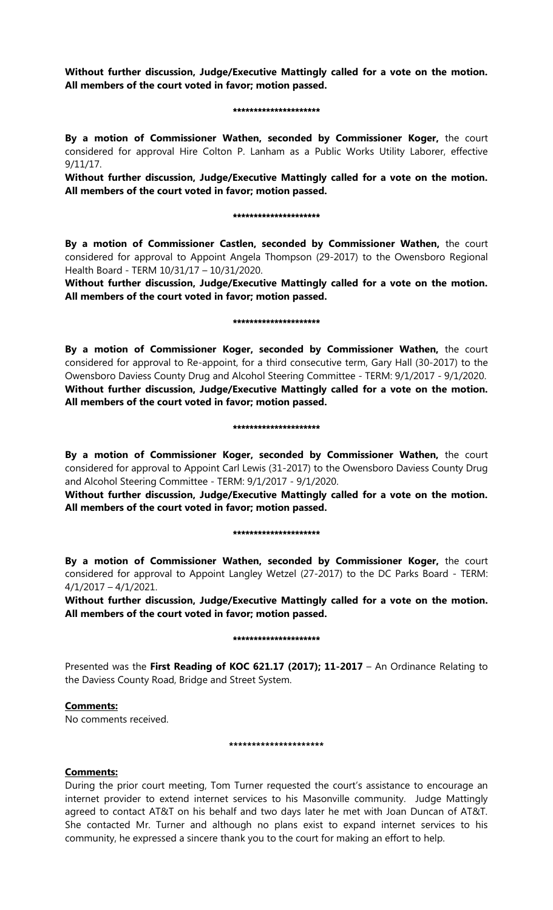**Without further discussion, Judge/Executive Mattingly called for a vote on the motion. All members of the court voted in favor; motion passed.**

**********************

**By a motion of Commissioner Wathen, seconded by Commissioner Koger,** the court considered for approval Hire Colton P. Lanham as a Public Works Utility Laborer, effective 9/11/17.

**Without further discussion, Judge/Executive Mattingly called for a vote on the motion. All members of the court voted in favor; motion passed.**

**********************

**By a motion of Commissioner Castlen, seconded by Commissioner Wathen,** the court considered for approval to Appoint Angela Thompson (29-2017) to the Owensboro Regional Health Board - TERM 10/31/17 – 10/31/2020.

**Without further discussion, Judge/Executive Mattingly called for a vote on the motion. All members of the court voted in favor; motion passed.**

**********************

**By a motion of Commissioner Koger, seconded by Commissioner Wathen,** the court considered for approval to Re-appoint, for a third consecutive term, Gary Hall (30-2017) to the Owensboro Daviess County Drug and Alcohol Steering Committee - TERM: 9/1/2017 - 9/1/2020.
**Without further discussion, Judge/Executive Mattingly called for a vote on the motion. All members of the court voted in favor; motion passed.**

**********************

**By a motion of Commissioner Koger, seconded by Commissioner Wathen,** the court considered for approval to Appoint Carl Lewis (31-2017) to the Owensboro Daviess County Drug and Alcohol Steering Committee - TERM: 9/1/2017 - 9/1/2020.

**Without further discussion, Judge/Executive Mattingly called for a vote on the motion. All members of the court voted in favor; motion passed.**

**********************

**By a motion of Commissioner Wathen, seconded by Commissioner Koger,** the court considered for approval to Appoint Langley Wetzel (27-2017) to the DC Parks Board - TERM: 4/1/2017 – 4/1/2021.

**Without further discussion, Judge/Executive Mattingly called for a vote on the motion. All members of the court voted in favor; motion passed.**

**********************

Presented was the **First Reading of KOC 621.17 (2017); 11-2017** – An Ordinance Relating to the Daviess County Road, Bridge and Street System.

**Comments:**

No comments received.

**********************

**Comments:**

During the prior court meeting, Tom Turner requested the court's assistance to encourage an internet provider to extend internet services to his Masonville community. Judge Mattingly agreed to contact AT&T on his behalf and two days later he met with Joan Duncan of AT&T. She contacted Mr. Turner and although no plans exist to expand internet services to his community, he expressed a sincere thank you to the court for making an effort to help.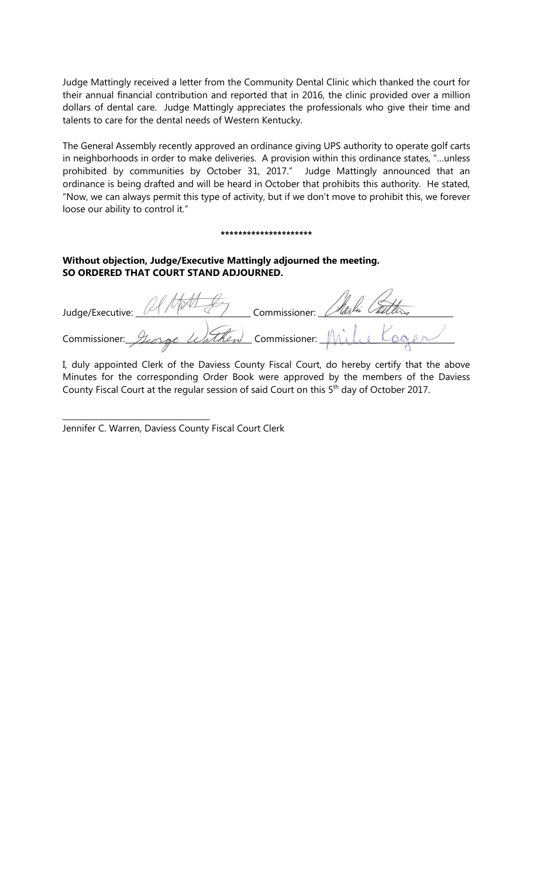Judge Mattingly received a letter from the Community Dental Clinic which thanked the court for their annual financial contribution and reported that in 2016, the clinic provided over a million dollars of dental care. Judge Mattingly appreciates the professionals who give their time and talents to care for the dental needs of Western Kentucky.

The General Assembly recently approved an ordinance giving UPS authority to operate golf carts in neighborhoods in order to make deliveries. A provision within this ordinance states, "…unless prohibited by communities by October 31, 2017." Judge Mattingly announced that an ordinance is being drafted and will be heard in October that prohibits this authority. He stated, "Now, we can always permit this type of activity, but if we don't move to prohibit this, we forever loose our ability to control it."

*********************

**Without objection, Judge/Executive Mattingly adjourned the meeting.**
**SO ORDERED THAT COURT STAND ADJOURNED.**

Judge/Executive: ____________________ Commissioner: ____________________

Commissioner: ____________________ Commissioner: ____________________

I, duly appointed Clerk of the Daviess County Fiscal Court, do hereby certify that the above Minutes for the corresponding Order Book were approved by the members of the Daviess County Fiscal Court at the regular session of said Court on this 5th day of October 2017.

____________________________________
Jennifer C. Warren, Daviess County Fiscal Court Clerk